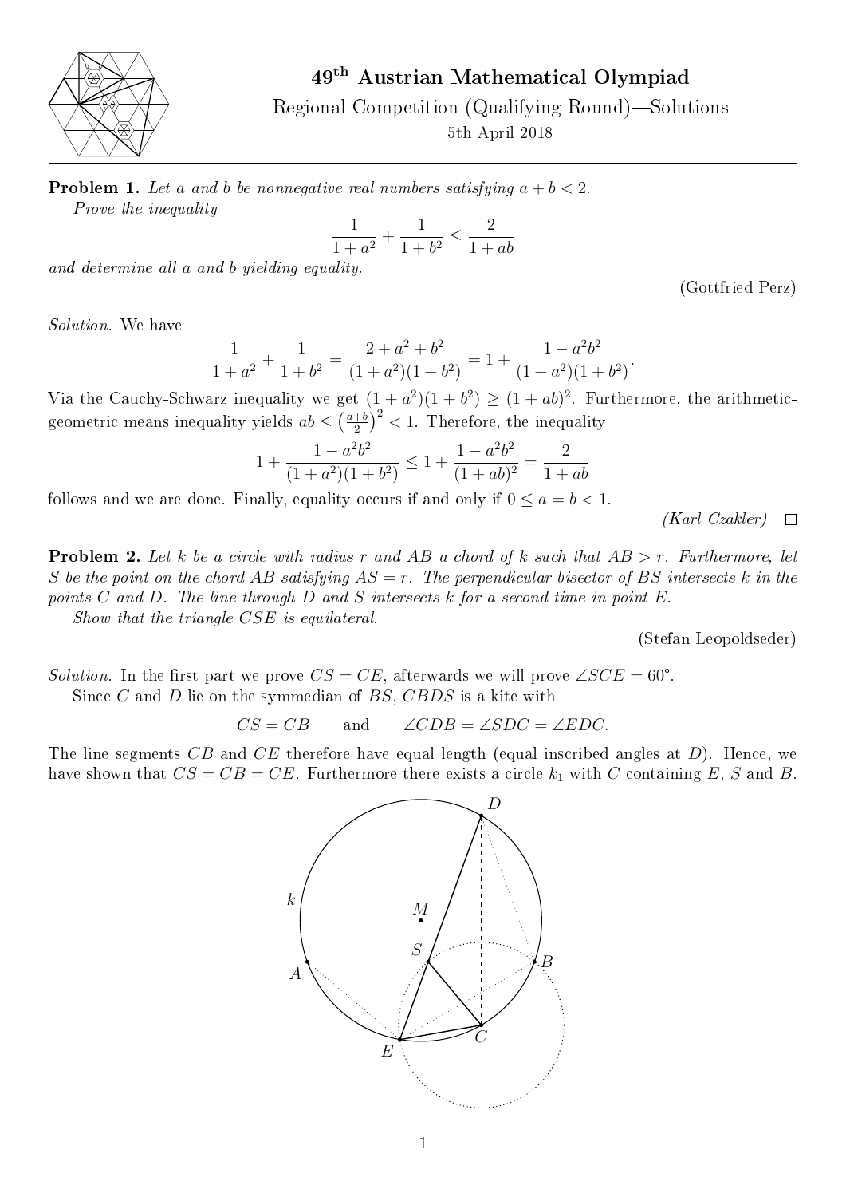# 49th Austrian Mathematical Olympiad

Regional Competition (Qualifying Round)—Solutions

5th April 2018

**Problem 1.** *Let $a$ and $b$ be nonnegative real numbers satisfying $a+b<2$.*

*Prove the inequality*

$$\frac{1}{1+a^2}+\frac{1}{1+b^2}\le\frac{2}{1+ab}$$

*and determine all $a$ and $b$ yielding equality.*

(Gottfried Perz)

*Solution.* We have

$$\frac{1}{1+a^2}+\frac{1}{1+b^2}=\frac{2+a^2+b^2}{(1+a^2)(1+b^2)}=1+\frac{1-a^2b^2}{(1+a^2)(1+b^2)}.$$

Via the Cauchy-Schwarz inequality we get $(1+a^2)(1+b^2)\ge(1+ab)^2$. Furthermore, the arithmetic-geometric means inequality yields $ab\le\left(\frac{a+b}{2}\right)^2<1$. Therefore, the inequality

$$1+\frac{1-a^2b^2}{(1+a^2)(1+b^2)}\le1+\frac{1-a^2b^2}{(1+ab)^2}=\frac{2}{1+ab}$$

follows and we are done. Finally, equality occurs if and only if $0\le a=b<1$.

*(Karl Czakler)* □

**Problem 2.** *Let $k$ be a circle with radius $r$ and $AB$ a chord of $k$ such that $AB>r$. Furthermore, let $S$ be the point on the chord $AB$ satisfying $AS=r$. The perpendicular bisector of $BS$ intersects $k$ in the points $C$ and $D$. The line through $D$ and $S$ intersects $k$ for a second time in point $E$.*

*Show that the triangle $CSE$ is equilateral.*

(Stefan Leopoldseder)

*Solution.* In the first part we prove $CS=CE$, afterwards we will prove $\angle SCE=60°$.

Since $C$ and $D$ lie on the symmedian of $BS$, $CBDS$ is a kite with

$$CS=CB\qquad\text{and}\qquad\angle CDB=\angle SDC=\angle EDC.$$

The line segments $CB$ and $CE$ therefore have equal length (equal inscribed angles at $D$). Hence, we have shown that $CS=CB=CE$. Furthermore there exists a circle $k_1$ with $C$ containing $E$, $S$ and $B$.

k

M

D

A

S

B

E

C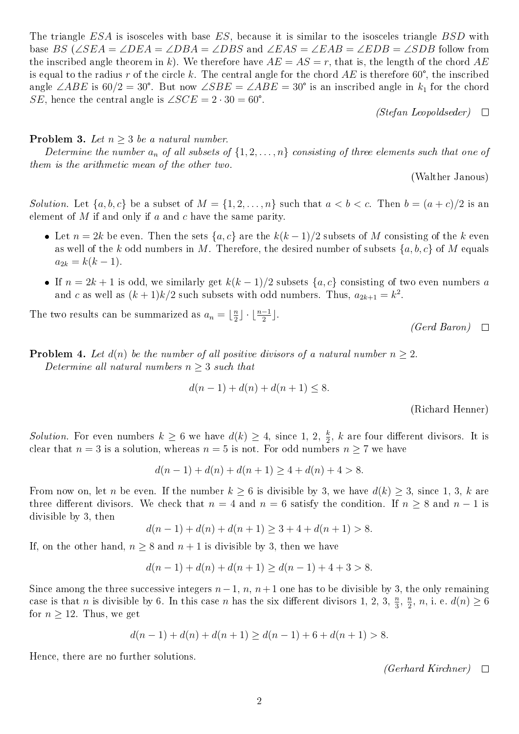The triangle $ESA$ is isosceles with base $ES$, because it is similar to the isosceles triangle $BSD$ with base $BS$ ($\angle SEA = \angle DEA = \angle DBA = \angle DBS$ and $\angle EAS = \angle EAB = \angle EDB = \angle SDB$ follow from the inscribed angle theorem in $k$). We therefore have $AE = AS = r$, that is, the length of the chord $AE$ is equal to the radius $r$ of the circle $k$. The central angle for the chord $AE$ is therefore 60°, the inscribed angle $\angle ABE$ is $60/2 = 30°$. But now $\angle SBE = \angle ABE = 30°$ is an inscribed angle in $k_1$ for the chord $SE$, hence the central angle is $\angle SCE = 2 \cdot 30 = 60°$.

*(Stefan Leopoldseder)* □

**Problem 3.** *Let $n \geq 3$ be a natural number.*

*Determine the number $a_n$ of all subsets of $\{1, 2, \ldots, n\}$ consisting of three elements such that one of them is the arithmetic mean of the other two.*

(Walther Janous)

*Solution.* Let $\{a, b, c\}$ be a subset of $M = \{1, 2, \ldots, n\}$ such that $a < b < c$. Then $b = (a + c)/2$ is an element of $M$ if and only if $a$ and $c$ have the same parity.

- Let $n = 2k$ be even. Then the sets $\{a, c\}$ are the $k(k-1)/2$ subsets of $M$ consisting of the $k$ even as well of the $k$ odd numbers in $M$. Therefore, the desired number of subsets $\{a, b, c\}$ of $M$ equals $a_{2k} = k(k-1)$.
- If $n = 2k + 1$ is odd, we similarly get $k(k-1)/2$ subsets $\{a, c\}$ consisting of two even numbers $a$ and $c$ as well as $(k+1)k/2$ such subsets with odd numbers. Thus, $a_{2k+1} = k^2$.

The two results can be summarized as $a_n = \lfloor \frac{n}{2} \rfloor \cdot \lfloor \frac{n-1}{2} \rfloor$.

*(Gerd Baron)* □

**Problem 4.** *Let $d(n)$ be the number of all positive divisors of a natural number $n \geq 2$.*

*Determine all natural numbers $n \geq 3$ such that*

$$d(n-1) + d(n) + d(n+1) \leq 8.$$

(Richard Henner)

*Solution.* For even numbers $k \geq 6$ we have $d(k) \geq 4$, since 1, 2, $\frac{k}{2}$, $k$ are four different divisors. It is clear that $n = 3$ is a solution, whereas $n = 5$ is not. For odd numbers $n \geq 7$ we have

$$d(n-1) + d(n) + d(n+1) \geq 4 + d(n) + 4 > 8.$$

From now on, let $n$ be even. If the number $k \geq 6$ is divisible by 3, we have $d(k) \geq 3$, since 1, 3, $k$ are three different divisors. We check that $n = 4$ and $n = 6$ satisfy the condition. If $n \geq 8$ and $n - 1$ is divisible by 3, then

$$d(n-1) + d(n) + d(n+1) \geq 3 + 4 + d(n+1) > 8.$$

If, on the other hand, $n \geq 8$ and $n + 1$ is divisible by 3, then we have

$$d(n-1) + d(n) + d(n+1) \geq d(n-1) + 4 + 3 > 8.$$

Since among the three successive integers $n-1$, $n$, $n+1$ one has to be divisible by 3, the only remaining case is that $n$ is divisible by 6. In this case $n$ has the six different divisors 1, 2, 3, $\frac{n}{3}$, $\frac{n}{2}$, $n$, i. e. $d(n) \geq 6$ for $n \geq 12$. Thus, we get

$$d(n-1) + d(n) + d(n+1) \geq d(n-1) + 6 + d(n+1) > 8.$$

Hence, there are no further solutions.

*(Gerhard Kirchner)* □